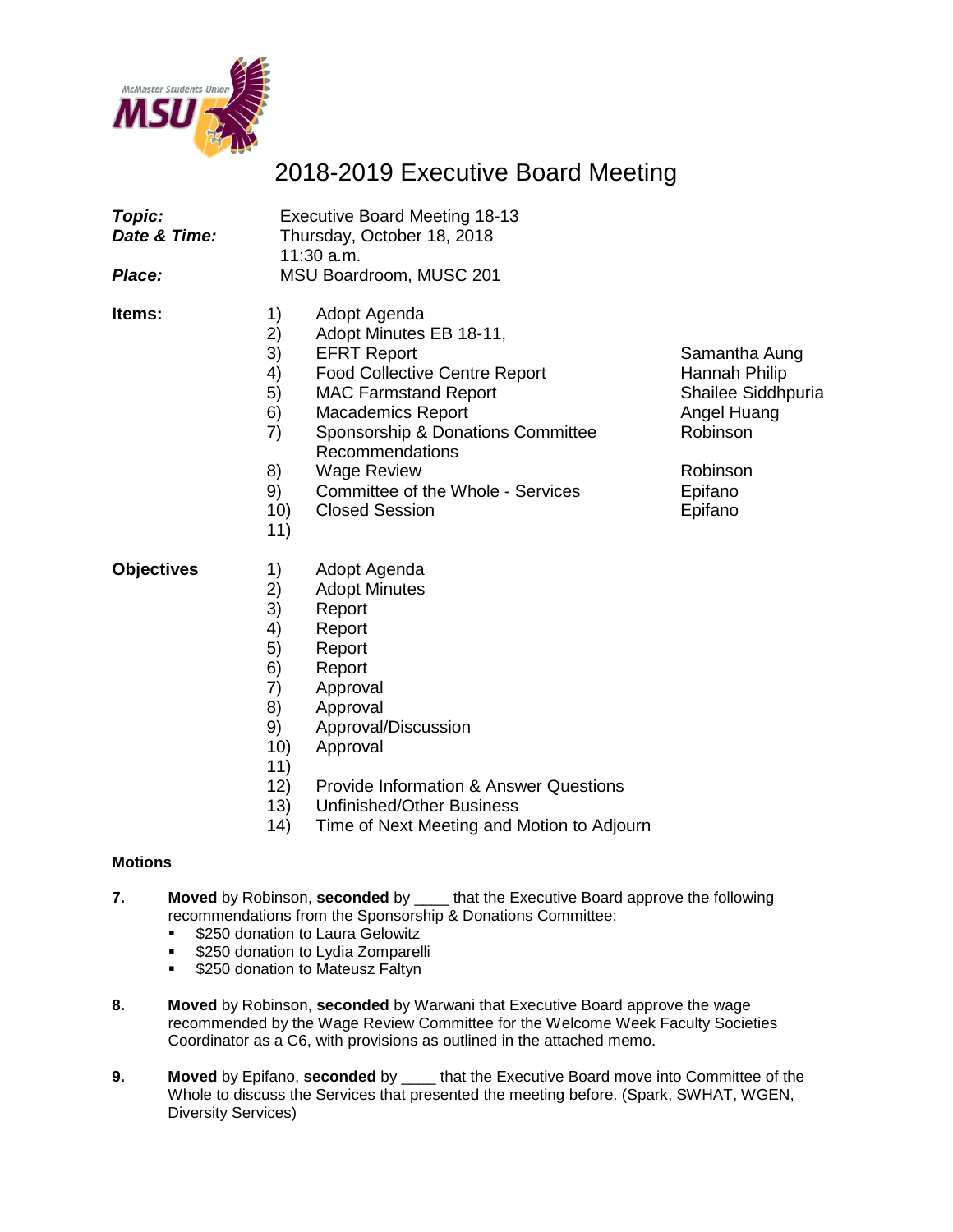# 2018-2019 Executive Board Meeting

| | |
|---|---|
| ***Topic:*** | Executive Board Meeting 18-13 |
| ***Date & Time:*** | Thursday, October 18, 2018<br>11:30 a.m. |
| ***Place:*** | MSU Boardroom, MUSC 201 |

**Items:**

| | | |
|---|---|---|
| 1) | Adopt Agenda | |
| 2) | Adopt Minutes EB 18-11, | |
| 3) | EFRT Report | Samantha Aung |
| 4) | Food Collective Centre Report | Hannah Philip |
| 5) | MAC Farmstand Report | Shailee Siddhpuria |
| 6) | Macademics Report | Angel Huang |
| 7) | Sponsorship & Donations Committee Recommendations | Robinson |
| 8) | Wage Review | Robinson |
| 9) | Committee of the Whole - Services | Epifano |
| 10) | Closed Session | Epifano |
| 11) | | |

**Objectives**

1) Adopt Agenda
2) Adopt Minutes
3) Report
4) Report
5) Report
6) Report
7) Approval
8) Approval
9) Approval/Discussion
10) Approval
11)
12) Provide Information & Answer Questions
13) Unfinished/Other Business
14) Time of Next Meeting and Motion to Adjourn

**Motions**

**7.** **Moved** by Robinson, **seconded** by ____ that the Executive Board approve the following recommendations from the Sponsorship & Donations Committee:
- $250 donation to Laura Gelowitz
- $250 donation to Lydia Zomparelli
- $250 donation to Mateusz Faltyn

**8.** **Moved** by Robinson, **seconded** by Warwani that Executive Board approve the wage recommended by the Wage Review Committee for the Welcome Week Faculty Societies Coordinator as a C6, with provisions as outlined in the attached memo.

**9.** **Moved** by Epifano, **seconded** by ____ that the Executive Board move into Committee of the Whole to discuss the Services that presented the meeting before. (Spark, SWHAT, WGEN, Diversity Services)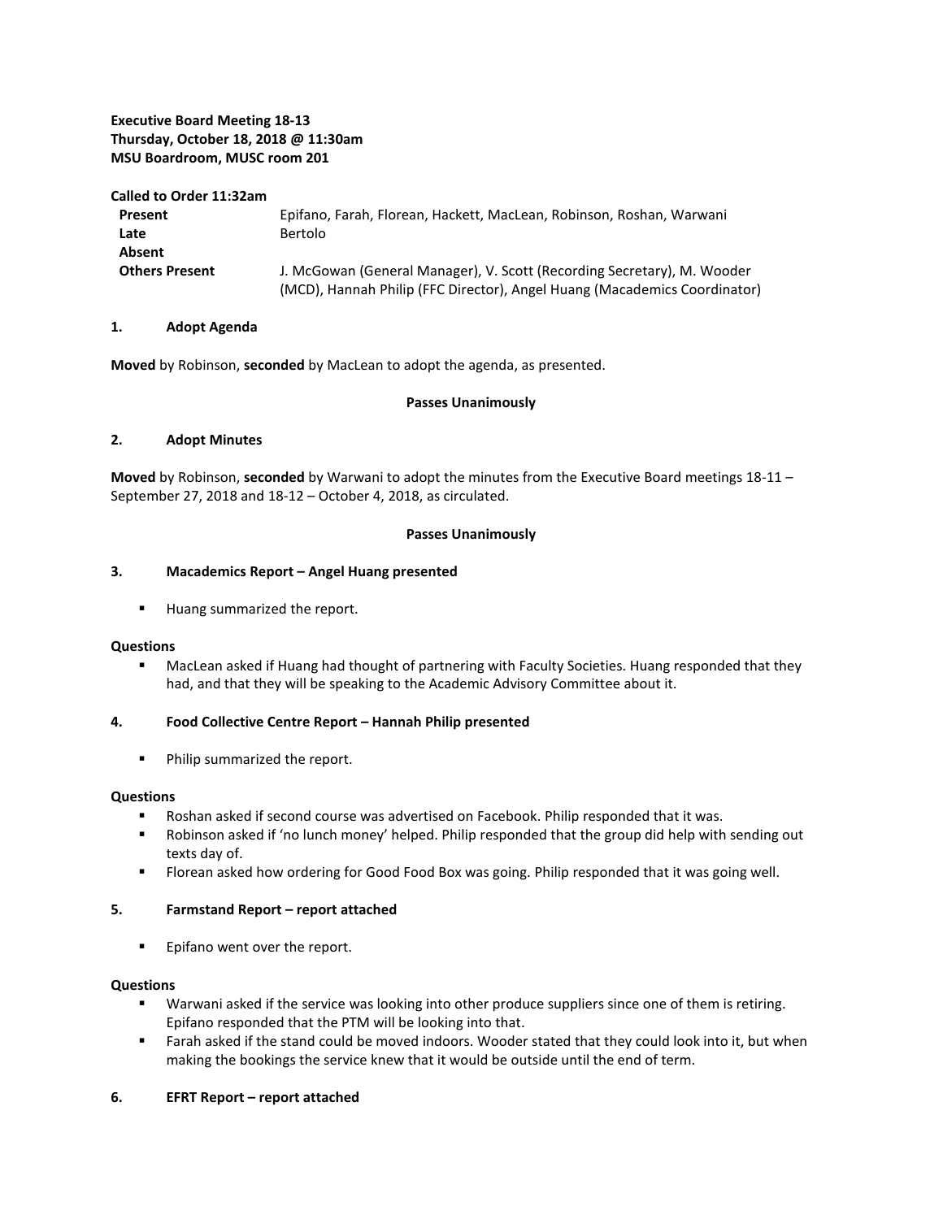**Executive Board Meeting 18-13**
**Thursday, October 18, 2018 @ 11:30am**
**MSU Boardroom, MUSC room 201**

**Called to Order 11:32am**

| | |
|---|---|
| **Present** | Epifano, Farah, Florean, Hackett, MacLean, Robinson, Roshan, Warwani |
| **Late** | Bertolo |
| **Absent** | |
| **Others Present** | J. McGowan (General Manager), V. Scott (Recording Secretary), M. Wooder (MCD), Hannah Philip (FFC Director), Angel Huang (Macademics Coordinator) |

## 1. Adopt Agenda

**Moved** by Robinson, **seconded** by MacLean to adopt the agenda, as presented.

**Passes Unanimously**

## 2. Adopt Minutes

**Moved** by Robinson, **seconded** by Warwani to adopt the minutes from the Executive Board meetings 18-11 – September 27, 2018 and 18-12 – October 4, 2018, as circulated.

**Passes Unanimously**

## 3. Macademics Report – Angel Huang presented

- Huang summarized the report.

**Questions**

- MacLean asked if Huang had thought of partnering with Faculty Societies. Huang responded that they had, and that they will be speaking to the Academic Advisory Committee about it.

## 4. Food Collective Centre Report – Hannah Philip presented

- Philip summarized the report.

**Questions**

- Roshan asked if second course was advertised on Facebook. Philip responded that it was.
- Robinson asked if 'no lunch money' helped. Philip responded that the group did help with sending out texts day of.
- Florean asked how ordering for Good Food Box was going. Philip responded that it was going well.

## 5. Farmstand Report – report attached

- Epifano went over the report.

**Questions**

- Warwani asked if the service was looking into other produce suppliers since one of them is retiring. Epifano responded that the PTM will be looking into that.
- Farah asked if the stand could be moved indoors. Wooder stated that they could look into it, but when making the bookings the service knew that it would be outside until the end of term.

## 6. EFRT Report – report attached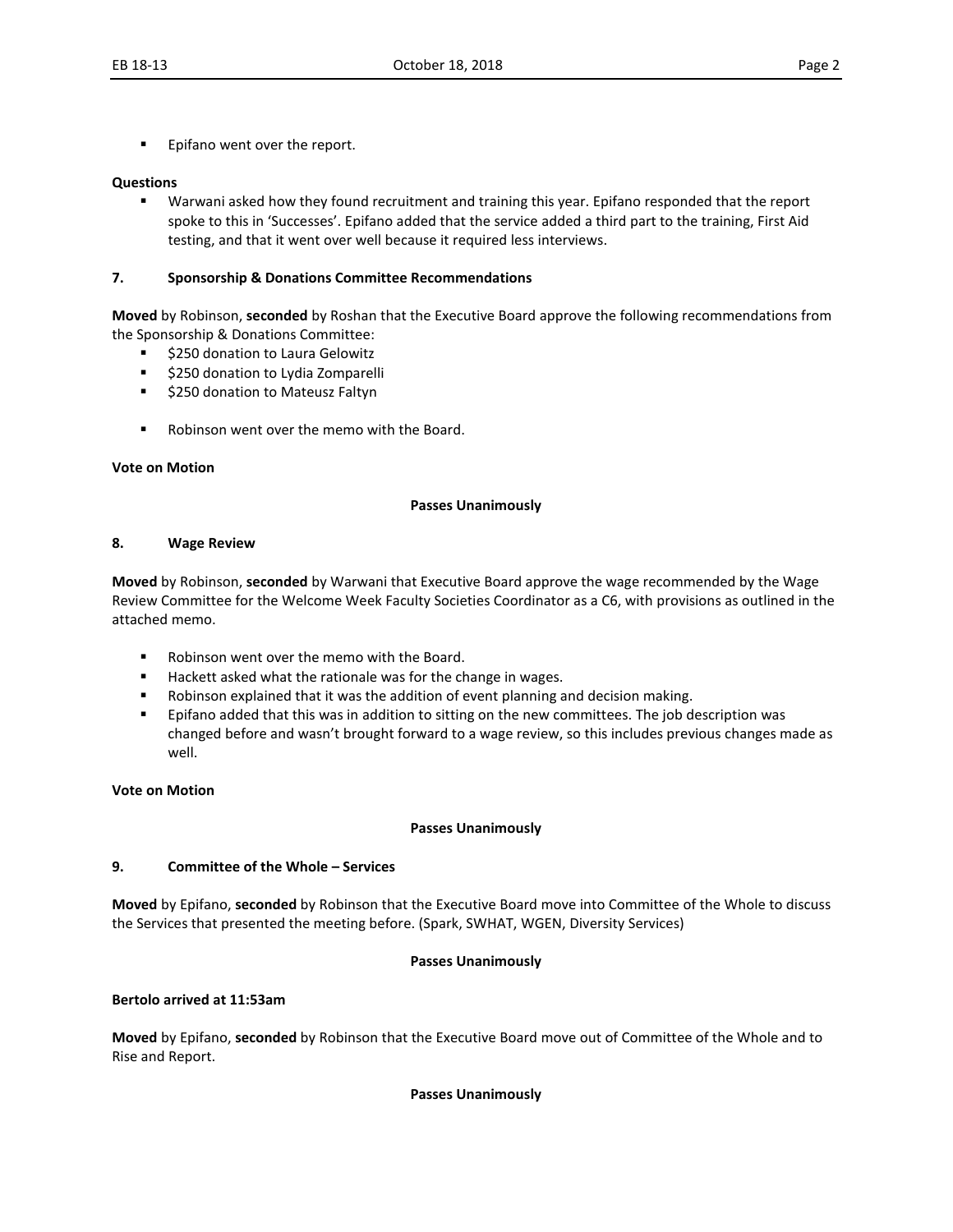- Epifano went over the report.

**Questions**

- Warwani asked how they found recruitment and training this year. Epifano responded that the report spoke to this in 'Successes'. Epifano added that the service added a third part to the training, First Aid testing, and that it went over well because it required less interviews.

## 7. Sponsorship & Donations Committee Recommendations

**Moved** by Robinson, **seconded** by Roshan that the Executive Board approve the following recommendations from the Sponsorship & Donations Committee:

- $250 donation to Laura Gelowitz
- $250 donation to Lydia Zomparelli
- $250 donation to Mateusz Faltyn

- Robinson went over the memo with the Board.

**Vote on Motion**

**Passes Unanimously**

## 8. Wage Review

**Moved** by Robinson, **seconded** by Warwani that Executive Board approve the wage recommended by the Wage Review Committee for the Welcome Week Faculty Societies Coordinator as a C6, with provisions as outlined in the attached memo.

- Robinson went over the memo with the Board.
- Hackett asked what the rationale was for the change in wages.
- Robinson explained that it was the addition of event planning and decision making.
- Epifano added that this was in addition to sitting on the new committees. The job description was changed before and wasn't brought forward to a wage review, so this includes previous changes made as well.

**Vote on Motion**

**Passes Unanimously**

## 9. Committee of the Whole – Services

**Moved** by Epifano, **seconded** by Robinson that the Executive Board move into Committee of the Whole to discuss the Services that presented the meeting before. (Spark, SWHAT, WGEN, Diversity Services)

**Passes Unanimously**

**Bertolo arrived at 11:53am**

**Moved** by Epifano, **seconded** by Robinson that the Executive Board move out of Committee of the Whole and to Rise and Report.

**Passes Unanimously**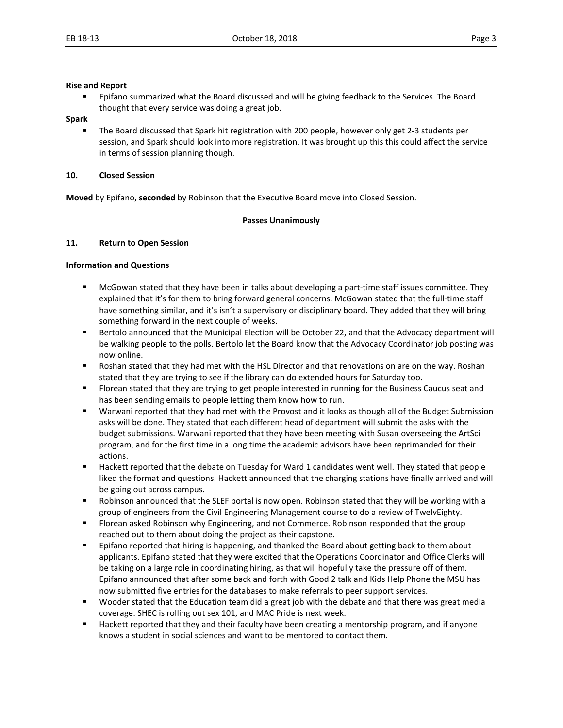**Rise and Report**

- Epifano summarized what the Board discussed and will be giving feedback to the Services. The Board thought that every service was doing a great job.

**Spark**

- The Board discussed that Spark hit registration with 200 people, however only get 2-3 students per session, and Spark should look into more registration. It was brought up this this could affect the service in terms of session planning though.

**10. Closed Session**

**Moved** by Epifano, **seconded** by Robinson that the Executive Board move into Closed Session.

**Passes Unanimously**

**11. Return to Open Session**

**Information and Questions**

- McGowan stated that they have been in talks about developing a part-time staff issues committee. They explained that it's for them to bring forward general concerns. McGowan stated that the full-time staff have something similar, and it's isn't a supervisory or disciplinary board. They added that they will bring something forward in the next couple of weeks.
- Bertolo announced that the Municipal Election will be October 22, and that the Advocacy department will be walking people to the polls. Bertolo let the Board know that the Advocacy Coordinator job posting was now online.
- Roshan stated that they had met with the HSL Director and that renovations on are on the way. Roshan stated that they are trying to see if the library can do extended hours for Saturday too.
- Florean stated that they are trying to get people interested in running for the Business Caucus seat and has been sending emails to people letting them know how to run.
- Warwani reported that they had met with the Provost and it looks as though all of the Budget Submission asks will be done. They stated that each different head of department will submit the asks with the budget submissions. Warwani reported that they have been meeting with Susan overseeing the ArtSci program, and for the first time in a long time the academic advisors have been reprimanded for their actions.
- Hackett reported that the debate on Tuesday for Ward 1 candidates went well. They stated that people liked the format and questions. Hackett announced that the charging stations have finally arrived and will be going out across campus.
- Robinson announced that the SLEF portal is now open. Robinson stated that they will be working with a group of engineers from the Civil Engineering Management course to do a review of TwelvEighty.
- Florean asked Robinson why Engineering, and not Commerce. Robinson responded that the group reached out to them about doing the project as their capstone.
- Epifano reported that hiring is happening, and thanked the Board about getting back to them about applicants. Epifano stated that they were excited that the Operations Coordinator and Office Clerks will be taking on a large role in coordinating hiring, as that will hopefully take the pressure off of them. Epifano announced that after some back and forth with Good 2 talk and Kids Help Phone the MSU has now submitted five entries for the databases to make referrals to peer support services.
- Wooder stated that the Education team did a great job with the debate and that there was great media coverage. SHEC is rolling out sex 101, and MAC Pride is next week.
- Hackett reported that they and their faculty have been creating a mentorship program, and if anyone knows a student in social sciences and want to be mentored to contact them.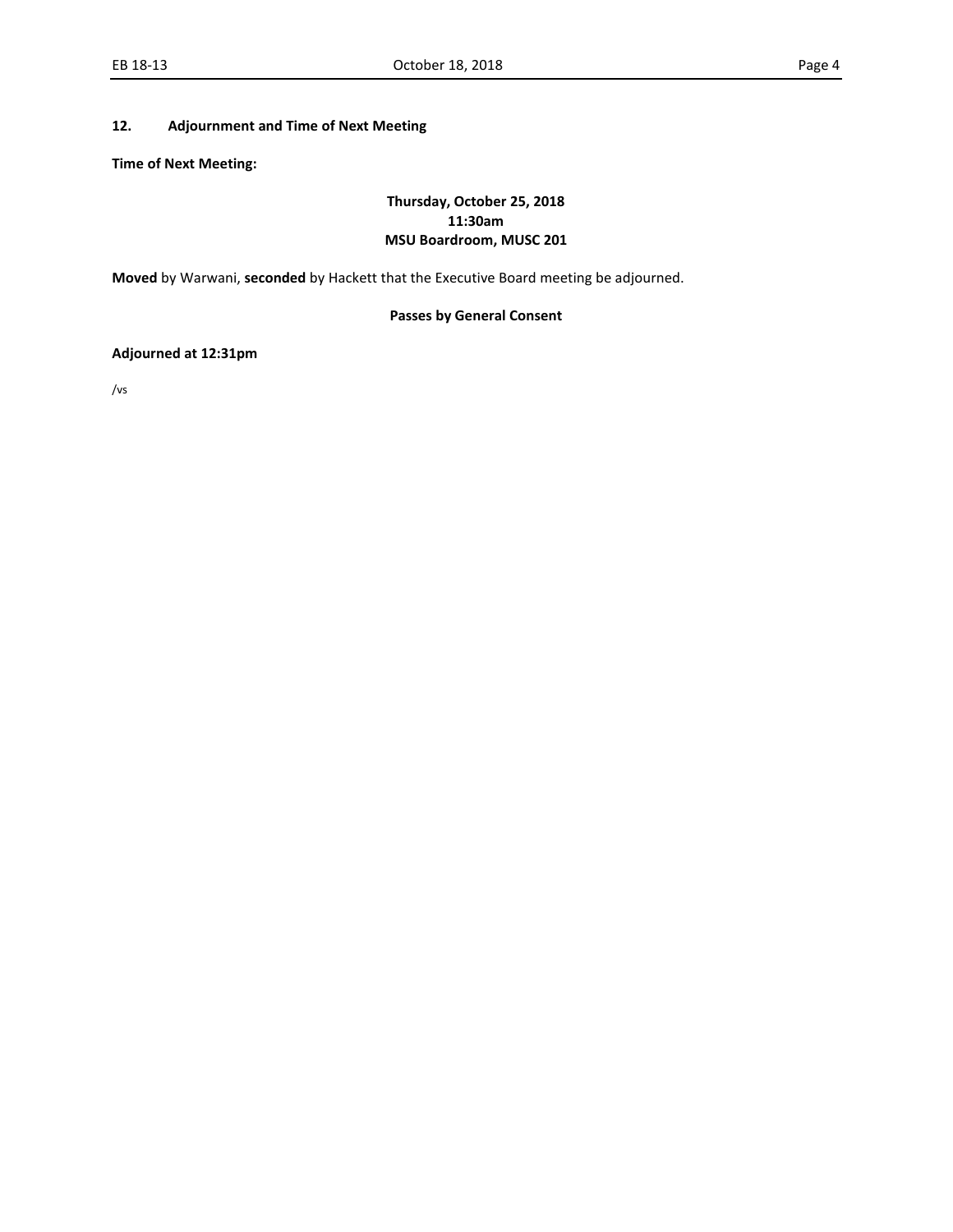## 12. Adjournment and Time of Next Meeting

**Time of Next Meeting:**

**Thursday, October 25, 2018**
**11:30am**
**MSU Boardroom, MUSC 201**

**Moved** by Warwani, **seconded** by Hackett that the Executive Board meeting be adjourned.

**Passes by General Consent**

**Adjourned at 12:31pm**

/vs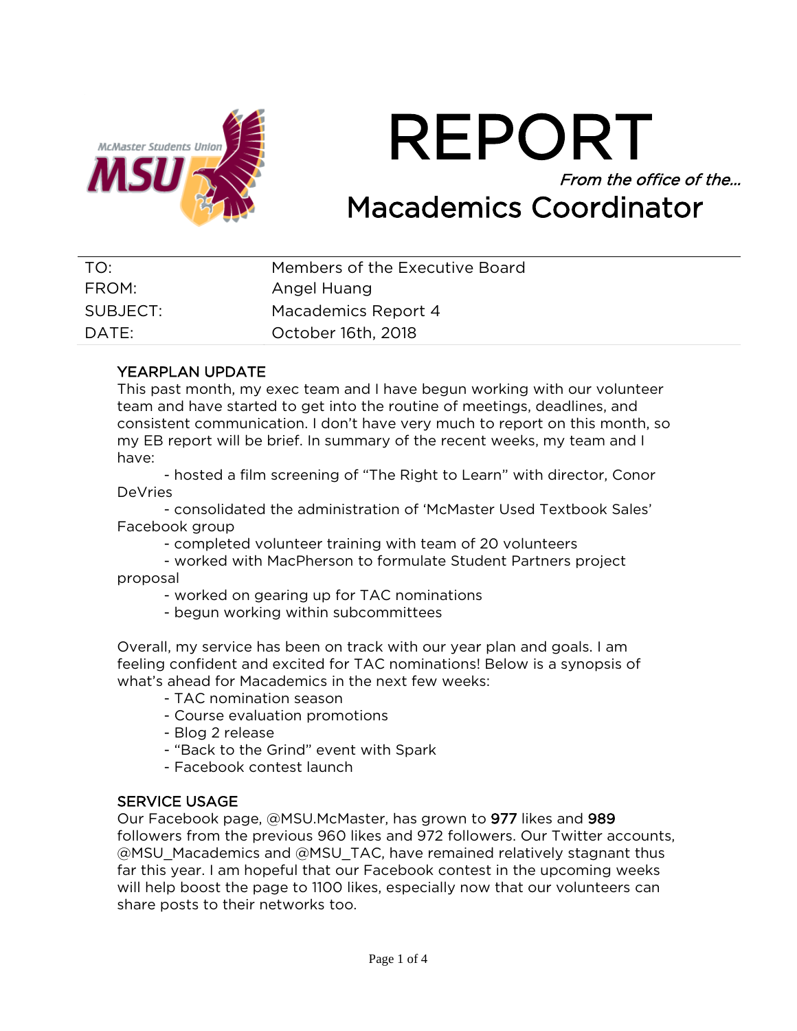# REPORT

*From the office of the…*

## Macademics Coordinator

| | |
|---|---|
| TO: | Members of the Executive Board |
| FROM: | Angel Huang |
| SUBJECT: | Macademics Report 4 |
| DATE: | October 16th, 2018 |

### YEARPLAN UPDATE

This past month, my exec team and I have begun working with our volunteer team and have started to get into the routine of meetings, deadlines, and consistent communication. I don't have very much to report on this month, so my EB report will be brief. In summary of the recent weeks, my team and I have:

- hosted a film screening of "The Right to Learn" with director, Conor DeVries
- consolidated the administration of 'McMaster Used Textbook Sales' Facebook group
- completed volunteer training with team of 20 volunteers
- worked with MacPherson to formulate Student Partners project proposal
- worked on gearing up for TAC nominations
- begun working within subcommittees

Overall, my service has been on track with our year plan and goals. I am feeling confident and excited for TAC nominations! Below is a synopsis of what's ahead for Macademics in the next few weeks:

- TAC nomination season
- Course evaluation promotions
- Blog 2 release
- "Back to the Grind" event with Spark
- Facebook contest launch

### SERVICE USAGE

Our Facebook page, @MSU.McMaster, has grown to **977** likes and **989** followers from the previous 960 likes and 972 followers. Our Twitter accounts, @MSU_Macademics and @MSU_TAC, have remained relatively stagnant thus far this year. I am hopeful that our Facebook contest in the upcoming weeks will help boost the page to 1100 likes, especially now that our volunteers can share posts to their networks too.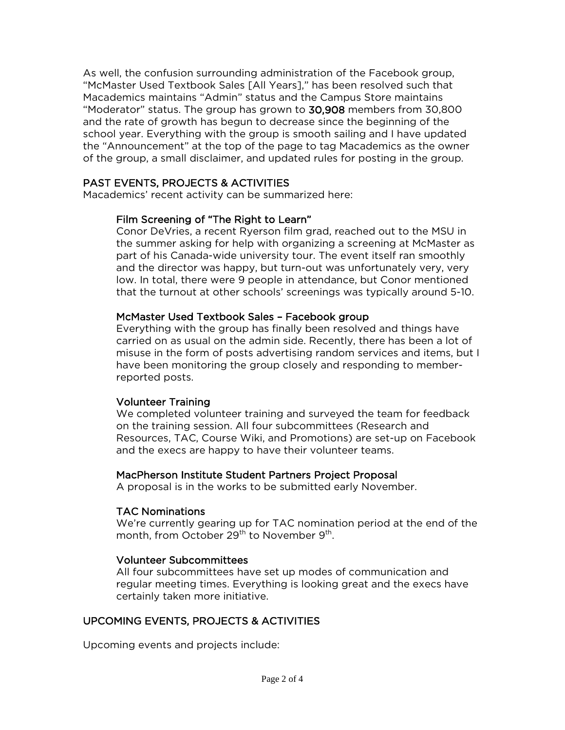As well, the confusion surrounding administration of the Facebook group, "McMaster Used Textbook Sales [All Years]," has been resolved such that Macademics maintains "Admin" status and the Campus Store maintains "Moderator" status. The group has grown to **30,908** members from 30,800 and the rate of growth has begun to decrease since the beginning of the school year. Everything with the group is smooth sailing and I have updated the "Announcement" at the top of the page to tag Macademics as the owner of the group, a small disclaimer, and updated rules for posting in the group.

## PAST EVENTS, PROJECTS & ACTIVITIES

Macademics' recent activity can be summarized here:

### Film Screening of "The Right to Learn"

Conor DeVries, a recent Ryerson film grad, reached out to the MSU in the summer asking for help with organizing a screening at McMaster as part of his Canada-wide university tour. The event itself ran smoothly and the director was happy, but turn-out was unfortunately very, very low. In total, there were 9 people in attendance, but Conor mentioned that the turnout at other schools' screenings was typically around 5-10.

### McMaster Used Textbook Sales – Facebook group

Everything with the group has finally been resolved and things have carried on as usual on the admin side. Recently, there has been a lot of misuse in the form of posts advertising random services and items, but I have been monitoring the group closely and responding to member-reported posts.

### Volunteer Training

We completed volunteer training and surveyed the team for feedback on the training session. All four subcommittees (Research and Resources, TAC, Course Wiki, and Promotions) are set-up on Facebook and the execs are happy to have their volunteer teams.

### MacPherson Institute Student Partners Project Proposal

A proposal is in the works to be submitted early November.

### TAC Nominations

We're currently gearing up for TAC nomination period at the end of the month, from October 29th to November 9th.

### Volunteer Subcommittees

All four subcommittees have set up modes of communication and regular meeting times. Everything is looking great and the execs have certainly taken more initiative.

## UPCOMING EVENTS, PROJECTS & ACTIVITIES

Upcoming events and projects include: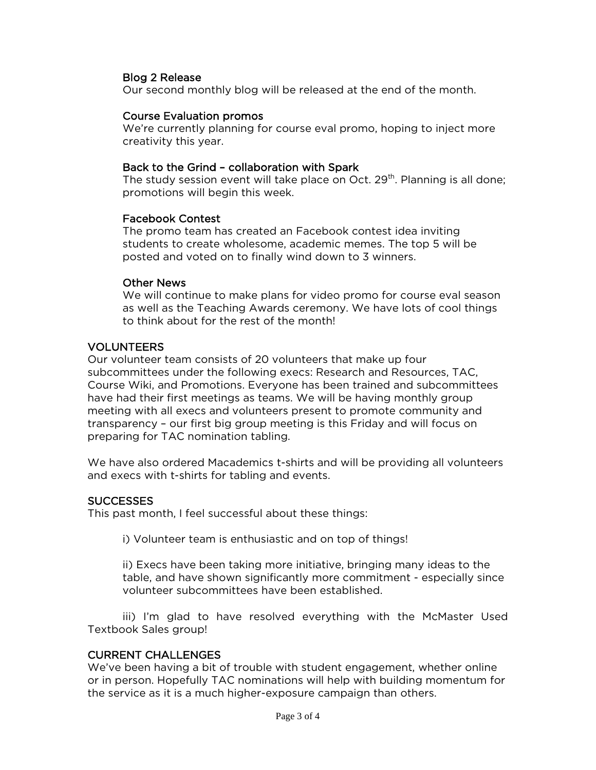### Blog 2 Release

Our second monthly blog will be released at the end of the month.

### Course Evaluation promos

We're currently planning for course eval promo, hoping to inject more creativity this year.

### Back to the Grind – collaboration with Spark

The study session event will take place on Oct. 29th. Planning is all done; promotions will begin this week.

### Facebook Contest

The promo team has created an Facebook contest idea inviting students to create wholesome, academic memes. The top 5 will be posted and voted on to finally wind down to 3 winners.

### Other News

We will continue to make plans for video promo for course eval season as well as the Teaching Awards ceremony. We have lots of cool things to think about for the rest of the month!

## VOLUNTEERS

Our volunteer team consists of 20 volunteers that make up four subcommittees under the following execs: Research and Resources, TAC, Course Wiki, and Promotions. Everyone has been trained and subcommittees have had their first meetings as teams. We will be having monthly group meeting with all execs and volunteers present to promote community and transparency – our first big group meeting is this Friday and will focus on preparing for TAC nomination tabling.

We have also ordered Macademics t-shirts and will be providing all volunteers and execs with t-shirts for tabling and events.

## SUCCESSES

This past month, I feel successful about these things:

i) Volunteer team is enthusiastic and on top of things!

ii) Execs have been taking more initiative, bringing many ideas to the table, and have shown significantly more commitment - especially since volunteer subcommittees have been established.

iii) I'm glad to have resolved everything with the McMaster Used Textbook Sales group!

## CURRENT CHALLENGES

We've been having a bit of trouble with student engagement, whether online or in person. Hopefully TAC nominations will help with building momentum for the service as it is a much higher-exposure campaign than others.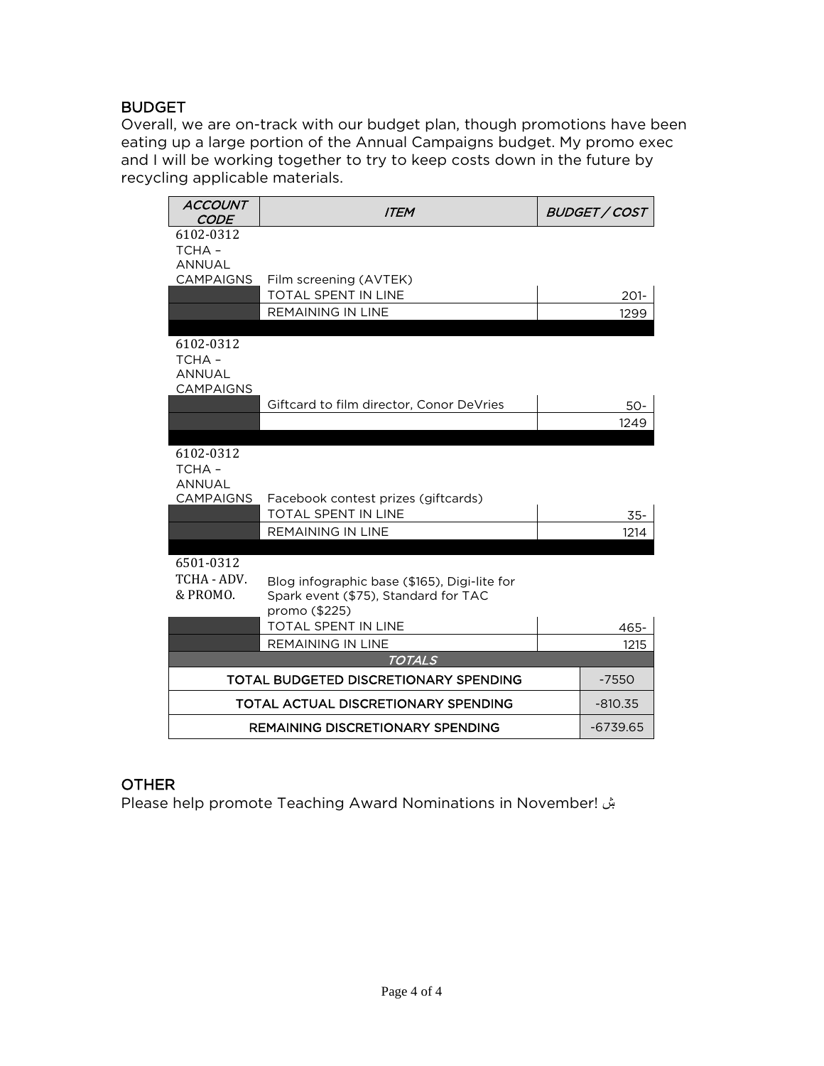## BUDGET

Overall, we are on-track with our budget plan, though promotions have been eating up a large portion of the Annual Campaigns budget. My promo exec and I will be working together to try to keep costs down in the future by recycling applicable materials.

| *ACCOUNT CODE* | *ITEM* | *BUDGET / COST* |
|---|---|---|
| 6102-0312 TCHA – ANNUAL CAMPAIGNS | Film screening (AVTEK) | |
| | TOTAL SPENT IN LINE | 201- |
| | REMAINING IN LINE | 1299 |
| 6102-0312 TCHA – ANNUAL CAMPAIGNS | | |
| | Giftcard to film director, Conor DeVries | 50- |
| | | 1249 |
| 6102-0312 TCHA – ANNUAL CAMPAIGNS | Facebook contest prizes (giftcards) | |
| | TOTAL SPENT IN LINE | 35- |
| | REMAINING IN LINE | 1214 |
| 6501-0312 TCHA - ADV. & PROMO. | Blog infographic base ($165), Digi-lite for Spark event ($75), Standard for TAC promo ($225) | |
| | TOTAL SPENT IN LINE | 465- |
| | REMAINING IN LINE | 1215 |
| *TOTALS* | | |
| TOTAL BUDGETED DISCRETIONARY SPENDING | | -7550 |
| TOTAL ACTUAL DISCRETIONARY SPENDING | | -810.35 |
| REMAINING DISCRETIONARY SPENDING | | -6739.65 |

## OTHER

Please help promote Teaching Award Nominations in November! ☺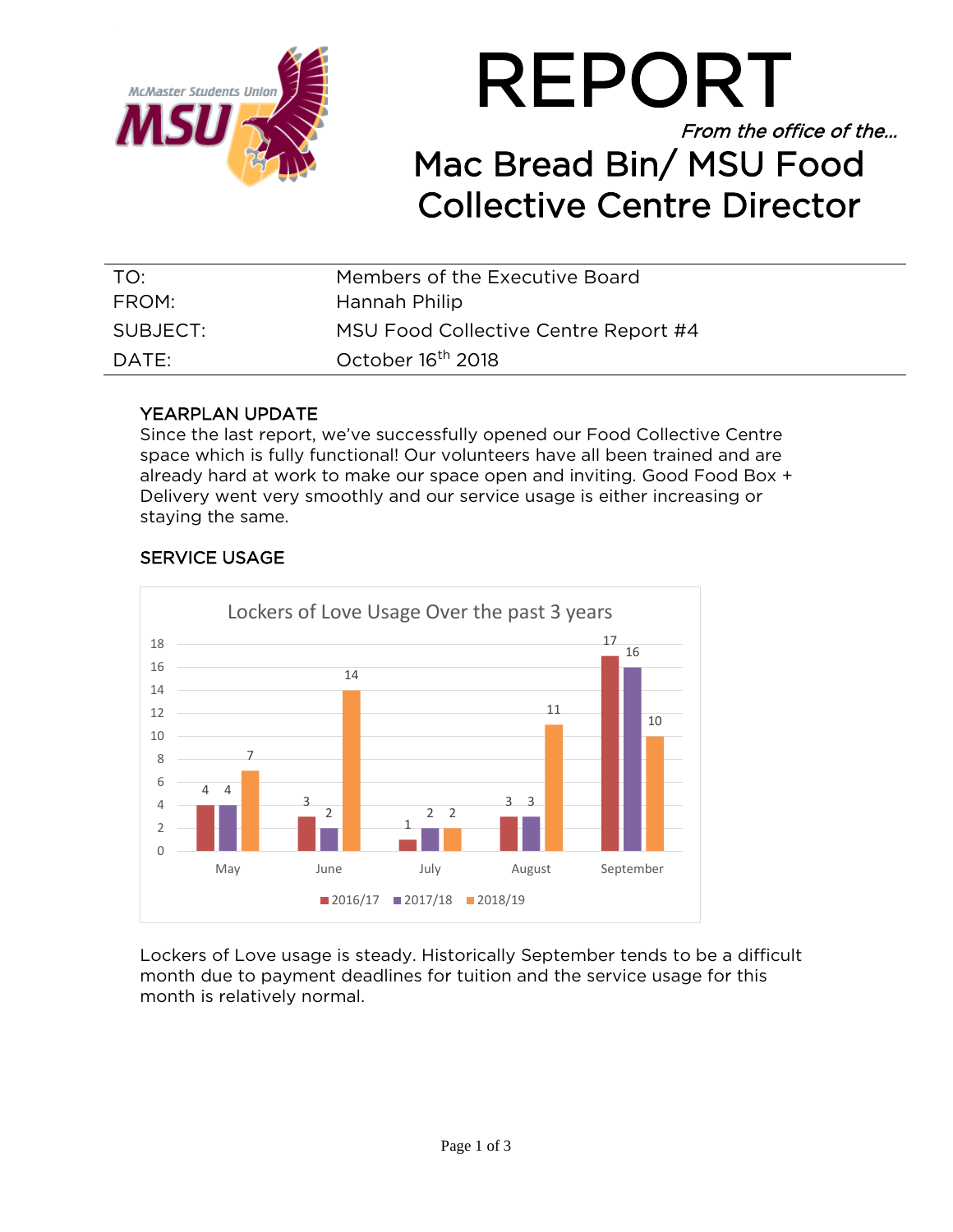# REPORT

*From the office of the…*

## Mac Bread Bin/ MSU Food Collective Centre Director

| | |
|---|---|
| TO: | Members of the Executive Board |
| FROM: | Hannah Philip |
| SUBJECT: | MSU Food Collective Centre Report #4 |
| DATE: | October 16th 2018 |

### YEARPLAN UPDATE

Since the last report, we've successfully opened our Food Collective Centre space which is fully functional! Our volunteers have all been trained and are already hard at work to make our space open and inviting. Good Food Box + Delivery went very smoothly and our service usage is either increasing or staying the same.

### SERVICE USAGE

Lockers of Love Usage Over the past 3 years

| | 2016/17 | 2017/18 | 2018/19 |
|---|---|---|---|
| May | 4 | 4 | 7 |
| June | 3 | 2 | 14 |
| July | 1 | 2 | 2 |
| August | 3 | 3 | 11 |
| September | 17 | 16 | 10 |

Lockers of Love usage is steady. Historically September tends to be a difficult month due to payment deadlines for tuition and the service usage for this month is relatively normal.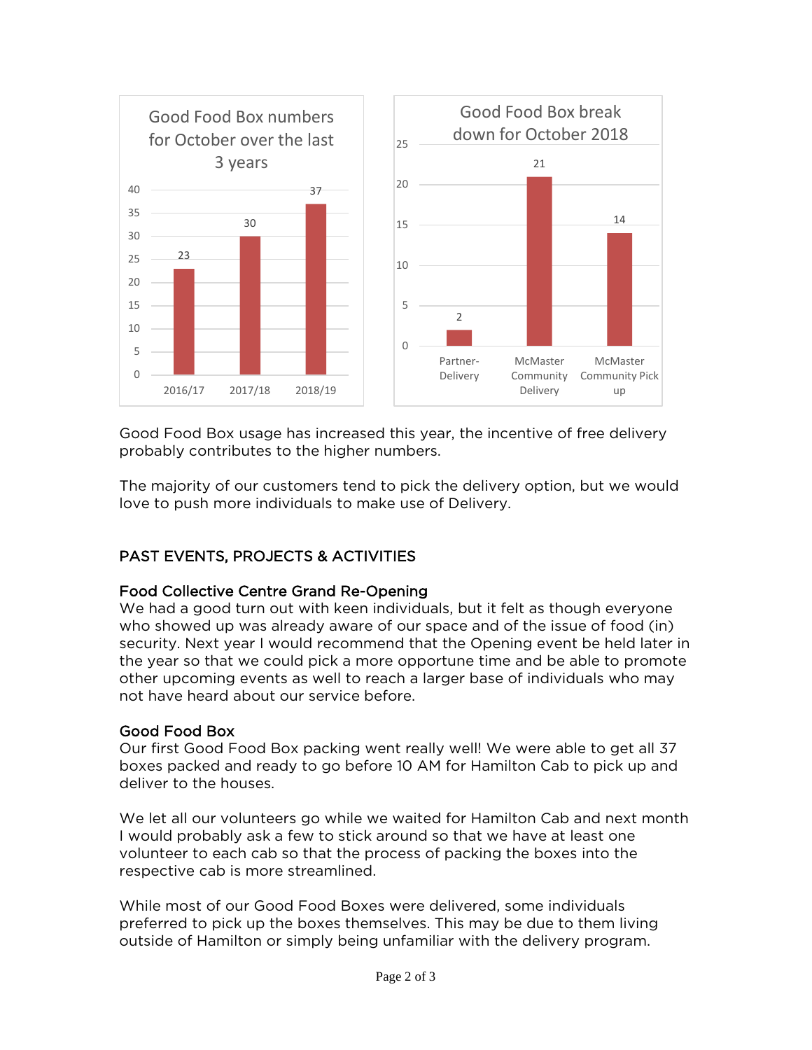**Good Food Box numbers for October over the last 3 years**

| Year | Number |
|---|---|
| 2016/17 | 23 |
| 2017/18 | 30 |
| 2018/19 | 37 |

**Good Food Box break down for October 2018**

| Category | Number |
|---|---|
| Partner-Delivery | 2 |
| McMaster Community Delivery | 21 |
| McMaster Community Pick up | 14 |

Good Food Box usage has increased this year, the incentive of free delivery probably contributes to the higher numbers.

The majority of our customers tend to pick the delivery option, but we would love to push more individuals to make use of Delivery.

## PAST EVENTS, PROJECTS & ACTIVITIES

### Food Collective Centre Grand Re-Opening

We had a good turn out with keen individuals, but it felt as though everyone who showed up was already aware of our space and of the issue of food (in) security. Next year I would recommend that the Opening event be held later in the year so that we could pick a more opportune time and be able to promote other upcoming events as well to reach a larger base of individuals who may not have heard about our service before.

### Good Food Box

Our first Good Food Box packing went really well! We were able to get all 37 boxes packed and ready to go before 10 AM for Hamilton Cab to pick up and deliver to the houses.

We let all our volunteers go while we waited for Hamilton Cab and next month I would probably ask a few to stick around so that we have at least one volunteer to each cab so that the process of packing the boxes into the respective cab is more streamlined.

While most of our Good Food Boxes were delivered, some individuals preferred to pick up the boxes themselves. This may be due to them living outside of Hamilton or simply being unfamiliar with the delivery program.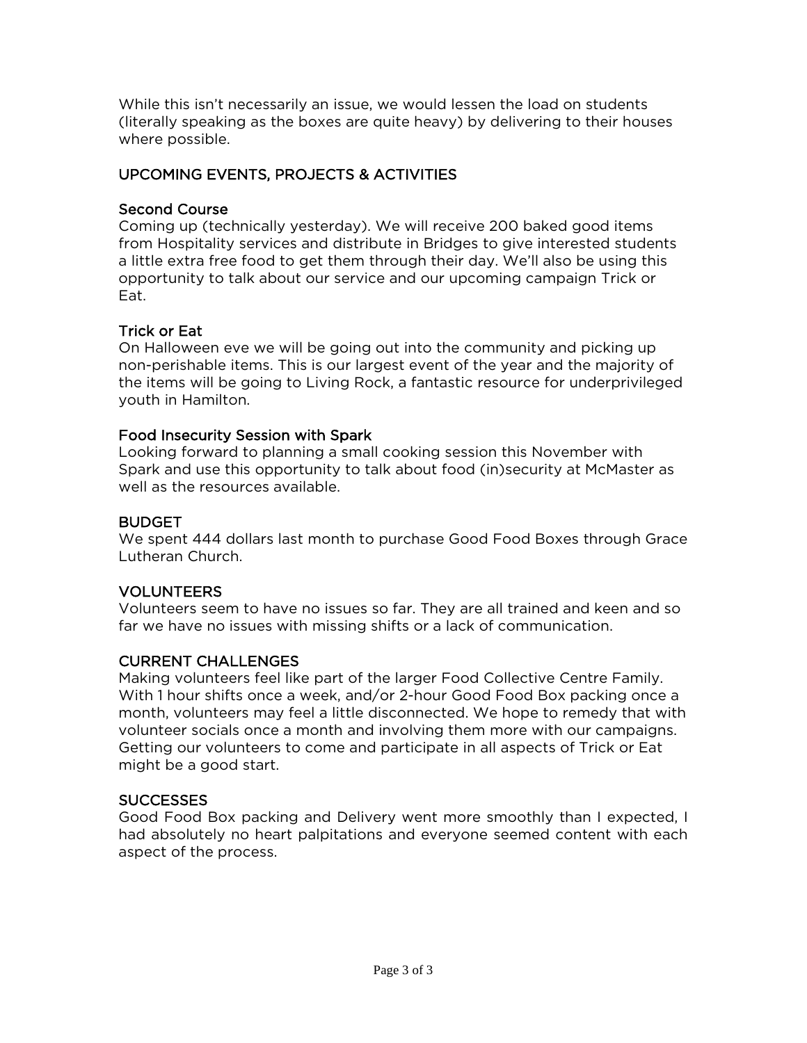While this isn't necessarily an issue, we would lessen the load on students (literally speaking as the boxes are quite heavy) by delivering to their houses where possible.

## UPCOMING EVENTS, PROJECTS & ACTIVITIES

### Second Course

Coming up (technically yesterday). We will receive 200 baked good items from Hospitality services and distribute in Bridges to give interested students a little extra free food to get them through their day. We'll also be using this opportunity to talk about our service and our upcoming campaign Trick or Eat.

### Trick or Eat

On Halloween eve we will be going out into the community and picking up non-perishable items. This is our largest event of the year and the majority of the items will be going to Living Rock, a fantastic resource for underprivileged youth in Hamilton.

### Food Insecurity Session with Spark

Looking forward to planning a small cooking session this November with Spark and use this opportunity to talk about food (in)security at McMaster as well as the resources available.

## BUDGET

We spent 444 dollars last month to purchase Good Food Boxes through Grace Lutheran Church.

## VOLUNTEERS

Volunteers seem to have no issues so far. They are all trained and keen and so far we have no issues with missing shifts or a lack of communication.

## CURRENT CHALLENGES

Making volunteers feel like part of the larger Food Collective Centre Family. With 1 hour shifts once a week, and/or 2-hour Good Food Box packing once a month, volunteers may feel a little disconnected. We hope to remedy that with volunteer socials once a month and involving them more with our campaigns. Getting our volunteers to come and participate in all aspects of Trick or Eat might be a good start.

## SUCCESSES

Good Food Box packing and Delivery went more smoothly than I expected, I had absolutely no heart palpitations and everyone seemed content with each aspect of the process.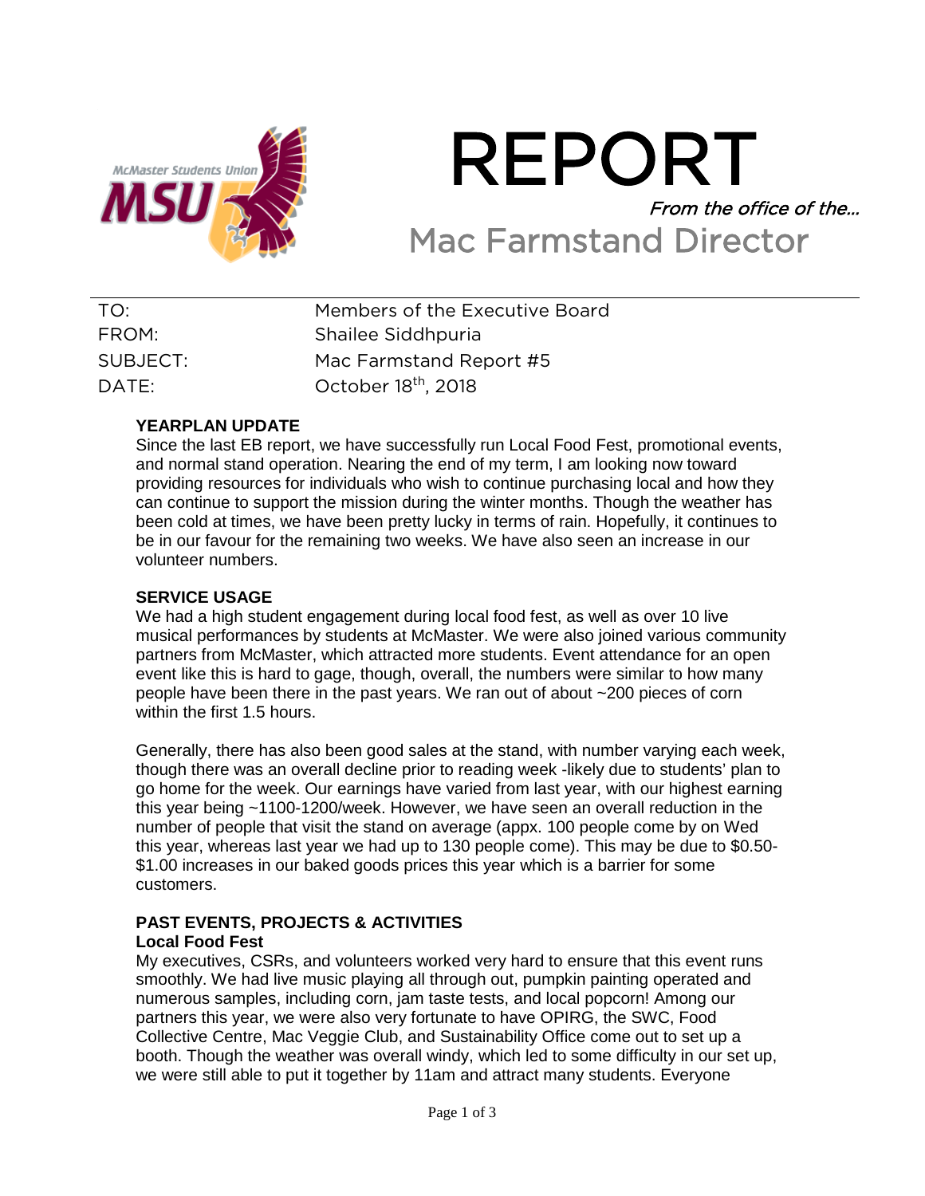# REPORT

*From the office of the…*

## Mac Farmstand Director

| | |
|---|---|
| TO: | Members of the Executive Board |
| FROM: | Shailee Siddhpuria |
| SUBJECT: | Mac Farmstand Report #5 |
| DATE: | October 18th, 2018 |

**YEARPLAN UPDATE**

Since the last EB report, we have successfully run Local Food Fest, promotional events, and normal stand operation. Nearing the end of my term, I am looking now toward providing resources for individuals who wish to continue purchasing local and how they can continue to support the mission during the winter months. Though the weather has been cold at times, we have been pretty lucky in terms of rain. Hopefully, it continues to be in our favour for the remaining two weeks. We have also seen an increase in our volunteer numbers.

**SERVICE USAGE**

We had a high student engagement during local food fest, as well as over 10 live musical performances by students at McMaster. We were also joined various community partners from McMaster, which attracted more students. Event attendance for an open event like this is hard to gage, though, overall, the numbers were similar to how many people have been there in the past years. We ran out of about ~200 pieces of corn within the first 1.5 hours.

Generally, there has also been good sales at the stand, with number varying each week, though there was an overall decline prior to reading week -likely due to students' plan to go home for the week. Our earnings have varied from last year, with our highest earning this year being ~1100-1200/week. However, we have seen an overall reduction in the number of people that visit the stand on average (appx. 100 people come by on Wed this year, whereas last year we had up to 130 people come). This may be due to $0.50-$1.00 increases in our baked goods prices this year which is a barrier for some customers.

**PAST EVENTS, PROJECTS & ACTIVITIES**

**Local Food Fest**

My executives, CSRs, and volunteers worked very hard to ensure that this event runs smoothly. We had live music playing all through out, pumpkin painting operated and numerous samples, including corn, jam taste tests, and local popcorn! Among our partners this year, we were also very fortunate to have OPIRG, the SWC, Food Collective Centre, Mac Veggie Club, and Sustainability Office come out to set up a booth. Though the weather was overall windy, which led to some difficulty in our set up, we were still able to put it together by 11am and attract many students. Everyone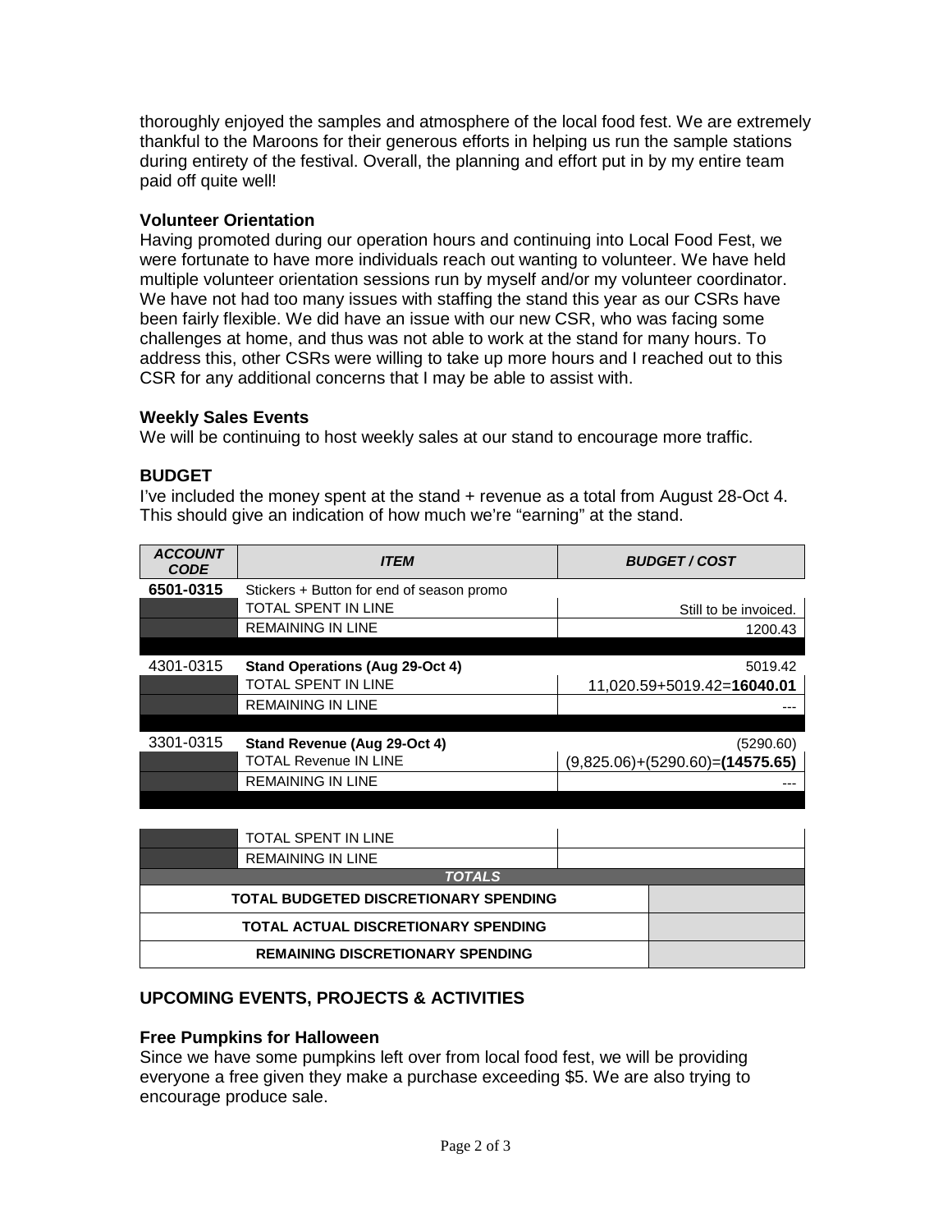thoroughly enjoyed the samples and atmosphere of the local food fest. We are extremely thankful to the Maroons for their generous efforts in helping us run the sample stations during entirety of the festival. Overall, the planning and effort put in by my entire team paid off quite well!

### Volunteer Orientation

Having promoted during our operation hours and continuing into Local Food Fest, we were fortunate to have more individuals reach out wanting to volunteer. We have held multiple volunteer orientation sessions run by myself and/or my volunteer coordinator. We have not had too many issues with staffing the stand this year as our CSRs have been fairly flexible. We did have an issue with our new CSR, who was facing some challenges at home, and thus was not able to work at the stand for many hours. To address this, other CSRs were willing to take up more hours and I reached out to this CSR for any additional concerns that I may be able to assist with.

### Weekly Sales Events

We will be continuing to host weekly sales at our stand to encourage more traffic.

## BUDGET

I've included the money spent at the stand + revenue as a total from August 28-Oct 4. This should give an indication of how much we're "earning" at the stand.

| *ACCOUNT CODE* | *ITEM* | *BUDGET / COST* |
|---|---|---|
| **6501-0315** | Stickers + Button for end of season promo | |
| | TOTAL SPENT IN LINE | Still to be invoiced. |
| | REMAINING IN LINE | 1200.43 |
| | | |
| 4301-0315 | **Stand Operations (Aug 29-Oct 4)** | 5019.42 |
| | TOTAL SPENT IN LINE | 11,020.59+5019.42=**16040.01** |
| | REMAINING IN LINE | --- |
| | | |
| 3301-0315 | **Stand Revenue (Aug 29-Oct 4)** | (5290.60) |
| | TOTAL Revenue IN LINE | (9,825.06)+(5290.60)=**(14575.65)** |
| | REMAINING IN LINE | --- |
| | | |
| | TOTAL SPENT IN LINE | |
| | REMAINING IN LINE | |
| | ***TOTALS*** | |
| **TOTAL BUDGETED DISCRETIONARY SPENDING** | | |
| **TOTAL ACTUAL DISCRETIONARY SPENDING** | | |
| **REMAINING DISCRETIONARY SPENDING** | | |

## UPCOMING EVENTS, PROJECTS & ACTIVITIES

### Free Pumpkins for Halloween

Since we have some pumpkins left over from local food fest, we will be providing everyone a free given they make a purchase exceeding $5. We are also trying to encourage produce sale.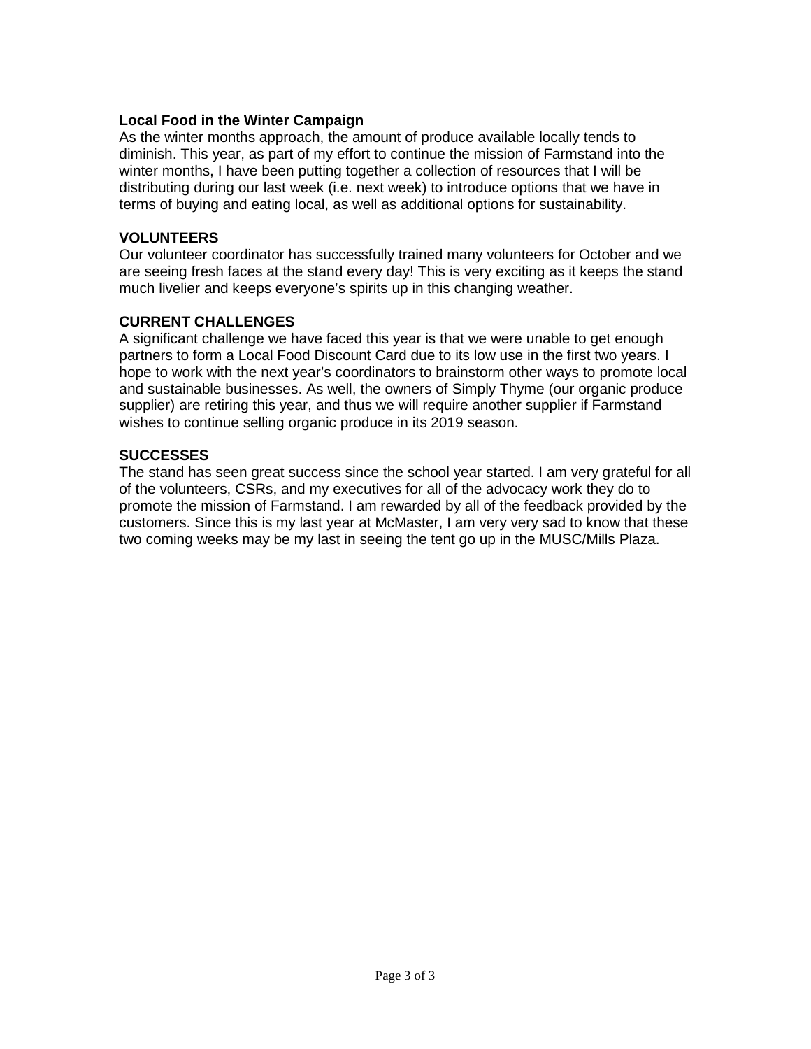**Local Food in the Winter Campaign**

As the winter months approach, the amount of produce available locally tends to diminish. This year, as part of my effort to continue the mission of Farmstand into the winter months, I have been putting together a collection of resources that I will be distributing during our last week (i.e. next week) to introduce options that we have in terms of buying and eating local, as well as additional options for sustainability.

**VOLUNTEERS**

Our volunteer coordinator has successfully trained many volunteers for October and we are seeing fresh faces at the stand every day! This is very exciting as it keeps the stand much livelier and keeps everyone's spirits up in this changing weather.

**CURRENT CHALLENGES**

A significant challenge we have faced this year is that we were unable to get enough partners to form a Local Food Discount Card due to its low use in the first two years. I hope to work with the next year's coordinators to brainstorm other ways to promote local and sustainable businesses. As well, the owners of Simply Thyme (our organic produce supplier) are retiring this year, and thus we will require another supplier if Farmstand wishes to continue selling organic produce in its 2019 season.

**SUCCESSES**

The stand has seen great success since the school year started. I am very grateful for all of the volunteers, CSRs, and my executives for all of the advocacy work they do to promote the mission of Farmstand. I am rewarded by all of the feedback provided by the customers. Since this is my last year at McMaster, I am very very sad to know that these two coming weeks may be my last in seeing the tent go up in the MUSC/Mills Plaza.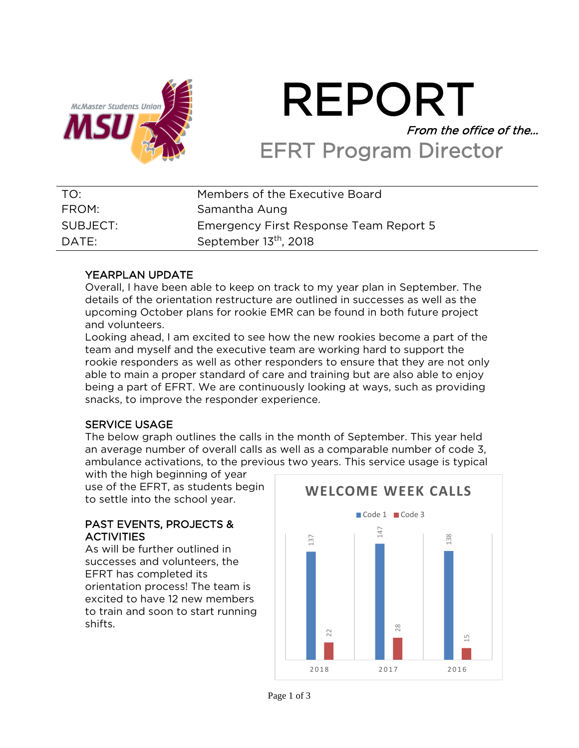# REPORT

*From the office of the…*

## EFRT Program Director

| | |
|---|---|
| TO: | Members of the Executive Board |
| FROM: | Samantha Aung |
| SUBJECT: | Emergency First Response Team Report 5 |
| DATE: | September 13th, 2018 |

### YEARPLAN UPDATE

Overall, I have been able to keep on track to my year plan in September. The details of the orientation restructure are outlined in successes as well as the upcoming October plans for rookie EMR can be found in both future project and volunteers.

Looking ahead, I am excited to see how the new rookies become a part of the team and myself and the executive team are working hard to support the rookie responders as well as other responders to ensure that they are not only able to main a proper standard of care and training but are also able to enjoy being a part of EFRT. We are continuously looking at ways, such as providing snacks, to improve the responder experience.

### SERVICE USAGE

The below graph outlines the calls in the month of September. This year held an average number of overall calls as well as a comparable number of code 3, ambulance activations, to the previous two years. This service usage is typical with the high beginning of year use of the EFRT, as students begin to settle into the school year.

**WELCOME WEEK CALLS**

| Year | Code 1 | Code 3 |
|---|---|---|
| 2018 | 137 | 22 |
| 2017 | 147 | 28 |
| 2016 | 138 | 15 |

### PAST EVENTS, PROJECTS & ACTIVITIES

As will be further outlined in successes and volunteers, the EFRT has completed its orientation process! The team is excited to have 12 new members to train and soon to start running shifts.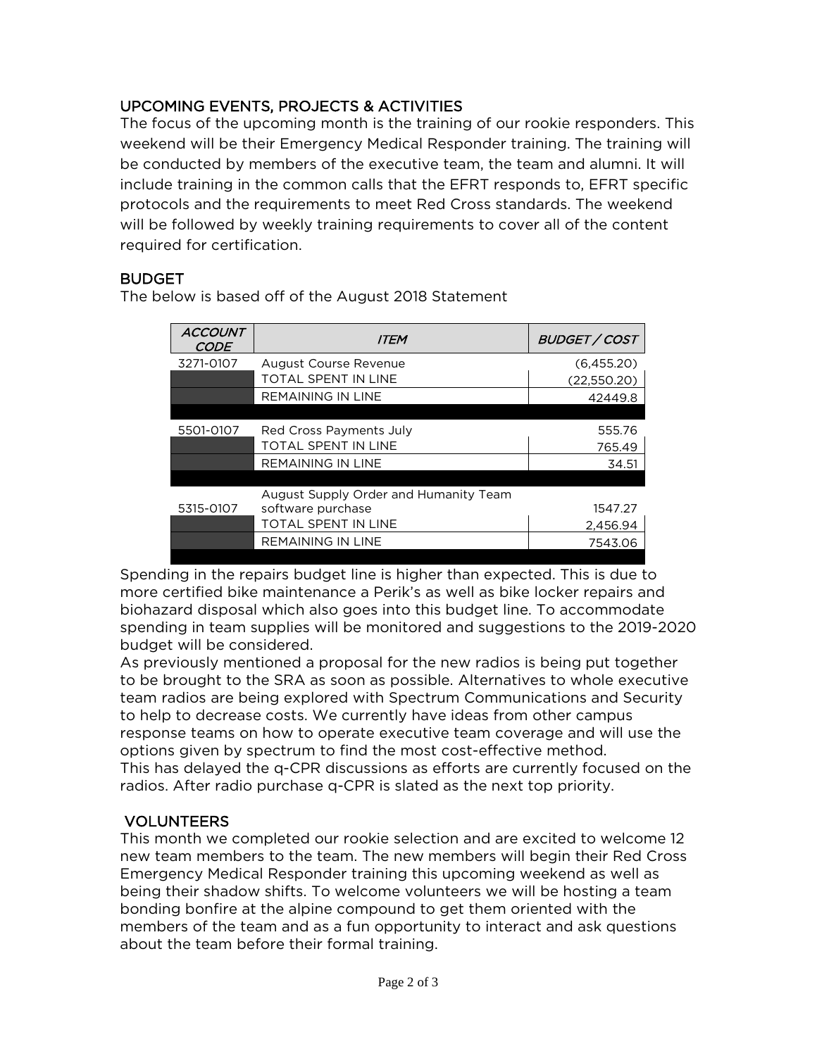## UPCOMING EVENTS, PROJECTS & ACTIVITIES

The focus of the upcoming month is the training of our rookie responders. This weekend will be their Emergency Medical Responder training. The training will be conducted by members of the executive team, the team and alumni. It will include training in the common calls that the EFRT responds to, EFRT specific protocols and the requirements to meet Red Cross standards. The weekend will be followed by weekly training requirements to cover all of the content required for certification.

## BUDGET

The below is based off of the August 2018 Statement

| *ACCOUNT CODE* | *ITEM* | *BUDGET / COST* |
|---|---|---|
| 3271-0107 | August Course Revenue | (6,455.20) |
| | TOTAL SPENT IN LINE | (22,550.20) |
| | REMAINING IN LINE | 42449.8 |
| | | |
| 5501-0107 | Red Cross Payments July | 555.76 |
| | TOTAL SPENT IN LINE | 765.49 |
| | REMAINING IN LINE | 34.51 |
| | | |
| 5315-0107 | August Supply Order and Humanity Team software purchase | 1547.27 |
| | TOTAL SPENT IN LINE | 2,456.94 |
| | REMAINING IN LINE | 7543.06 |

Spending in the repairs budget line is higher than expected. This is due to more certified bike maintenance a Perik's as well as bike locker repairs and biohazard disposal which also goes into this budget line. To accommodate spending in team supplies will be monitored and suggestions to the 2019-2020 budget will be considered.

As previously mentioned a proposal for the new radios is being put together to be brought to the SRA as soon as possible. Alternatives to whole executive team radios are being explored with Spectrum Communications and Security to help to decrease costs. We currently have ideas from other campus response teams on how to operate executive team coverage and will use the options given by spectrum to find the most cost-effective method.

This has delayed the q-CPR discussions as efforts are currently focused on the radios. After radio purchase q-CPR is slated as the next top priority.

## VOLUNTEERS

This month we completed our rookie selection and are excited to welcome 12 new team members to the team. The new members will begin their Red Cross Emergency Medical Responder training this upcoming weekend as well as being their shadow shifts. To welcome volunteers we will be hosting a team bonding bonfire at the alpine compound to get them oriented with the members of the team and as a fun opportunity to interact and ask questions about the team before their formal training.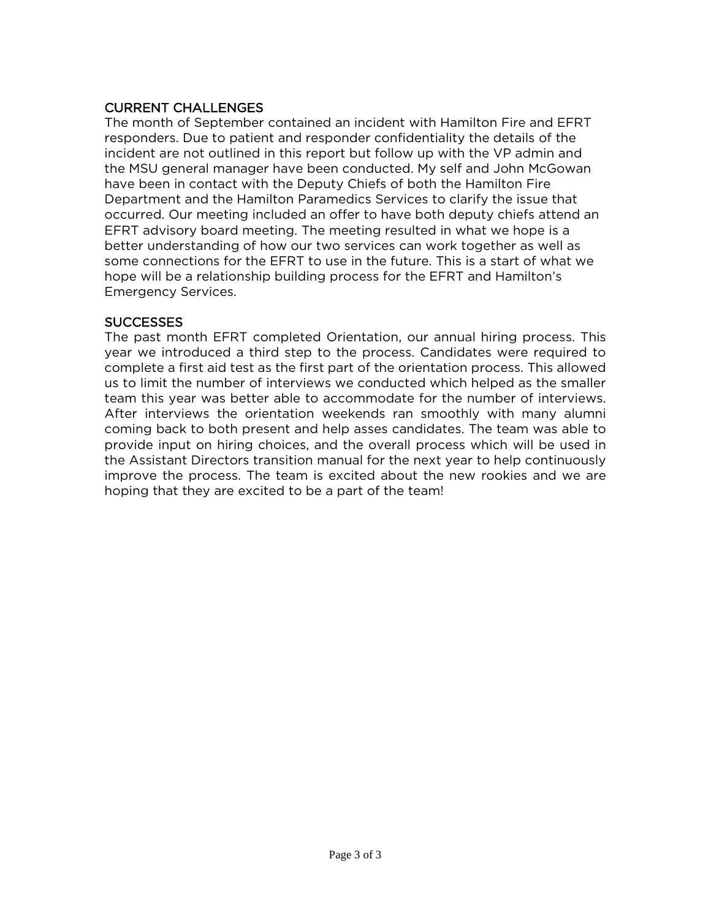## CURRENT CHALLENGES

The month of September contained an incident with Hamilton Fire and EFRT responders. Due to patient and responder confidentiality the details of the incident are not outlined in this report but follow up with the VP admin and the MSU general manager have been conducted. My self and John McGowan have been in contact with the Deputy Chiefs of both the Hamilton Fire Department and the Hamilton Paramedics Services to clarify the issue that occurred. Our meeting included an offer to have both deputy chiefs attend an EFRT advisory board meeting. The meeting resulted in what we hope is a better understanding of how our two services can work together as well as some connections for the EFRT to use in the future. This is a start of what we hope will be a relationship building process for the EFRT and Hamilton's Emergency Services.

## SUCCESSES

The past month EFRT completed Orientation, our annual hiring process. This year we introduced a third step to the process. Candidates were required to complete a first aid test as the first part of the orientation process. This allowed us to limit the number of interviews we conducted which helped as the smaller team this year was better able to accommodate for the number of interviews. After interviews the orientation weekends ran smoothly with many alumni coming back to both present and help asses candidates. The team was able to provide input on hiring choices, and the overall process which will be used in the Assistant Directors transition manual for the next year to help continuously improve the process. The team is excited about the new rookies and we are hoping that they are excited to be a part of the team!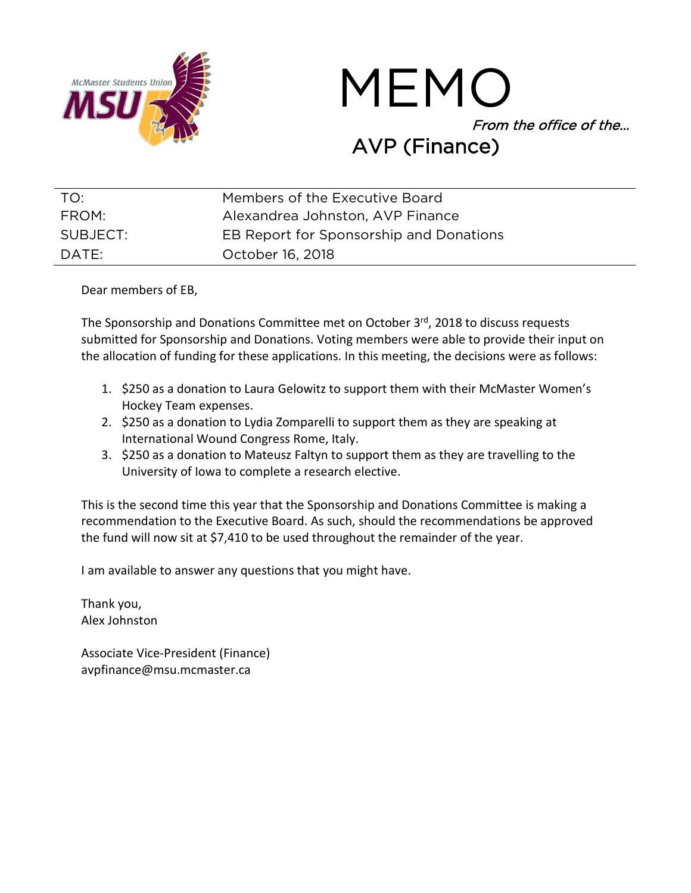# MEMO

*From the office of the…*

## AVP (Finance)

| | |
|---|---|
| TO: | Members of the Executive Board |
| FROM: | Alexandrea Johnston, AVP Finance |
| SUBJECT: | EB Report for Sponsorship and Donations |
| DATE: | October 16, 2018 |

Dear members of EB,

The Sponsorship and Donations Committee met on October 3rd, 2018 to discuss requests submitted for Sponsorship and Donations. Voting members were able to provide their input on the allocation of funding for these applications. In this meeting, the decisions were as follows:

1. $250 as a donation to Laura Gelowitz to support them with their McMaster Women's Hockey Team expenses.
2. $250 as a donation to Lydia Zomparelli to support them as they are speaking at International Wound Congress Rome, Italy.
3. $250 as a donation to Mateusz Faltyn to support them as they are travelling to the University of Iowa to complete a research elective.

This is the second time this year that the Sponsorship and Donations Committee is making a recommendation to the Executive Board. As such, should the recommendations be approved the fund will now sit at $7,410 to be used throughout the remainder of the year.

I am available to answer any questions that you might have.

Thank you,
Alex Johnston

Associate Vice-President (Finance)
avpfinance@msu.mcmaster.ca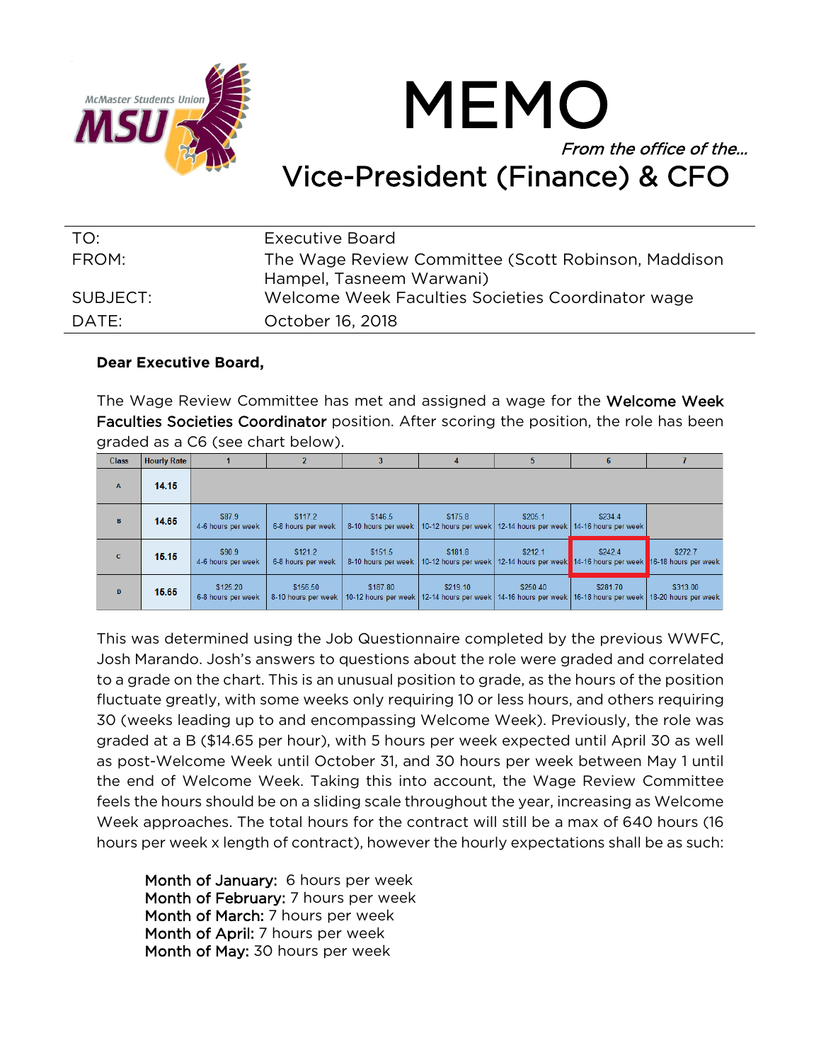# MEMO

*From the office of the…*

## Vice-President (Finance) & CFO

| | |
|---|---|
| TO: | Executive Board |
| FROM: | The Wage Review Committee (Scott Robinson, Maddison Hampel, Tasneem Warwani) |
| SUBJECT: | Welcome Week Faculties Societies Coordinator wage |
| DATE: | October 16, 2018 |

**Dear Executive Board,**

The Wage Review Committee has met and assigned a wage for the Welcome Week Faculties Societies Coordinator position. After scoring the position, the role has been graded as a C6 (see chart below).

| Class | Hourly Rate | 1 | 2 | 3 | 4 | 5 | 6 | 7 |
|---|---|---|---|---|---|---|---|---|
| A | 14.15 | | | | | | | |
| B | 14.65 | $87.9 4-6 hours per week | $117.2 6-8 hours per week | $146.5 8-10 hours per week | $175.8 10-12 hours per week | $205.1 12-14 hours per week | $234.4 14-16 hours per week | |
| C | 15.15 | $90.9 4-6 hours per week | $121.2 6-8 hours per week | $151.5 8-10 hours per week | $181.8 10-12 hours per week | $212.1 12-14 hours per week | $242.4 14-16 hours per week | $272.7 16-18 hours per week |
| D | 15.65 | $125.20 6-8 hours per week | $156.50 8-10 hours per week | $187.80 10-12 hours per week | $219.10 12-14 hours per week | $250.40 14-16 hours per week | $281.70 16-18 hours per week | $313.00 18-20 hours per week |

This was determined using the Job Questionnaire completed by the previous WWFC, Josh Marando. Josh's answers to questions about the role were graded and correlated to a grade on the chart. This is an unusual position to grade, as the hours of the position fluctuate greatly, with some weeks only requiring 10 or less hours, and others requiring 30 (weeks leading up to and encompassing Welcome Week). Previously, the role was graded at a B ($14.65 per hour), with 5 hours per week expected until April 30 as well as post-Welcome Week until October 31, and 30 hours per week between May 1 until the end of Welcome Week. Taking this into account, the Wage Review Committee feels the hours should be on a sliding scale throughout the year, increasing as Welcome Week approaches. The total hours for the contract will still be a max of 640 hours (16 hours per week x length of contract), however the hourly expectations shall be as such:

Month of January: 6 hours per week
Month of February: 7 hours per week
Month of March: 7 hours per week
Month of April: 7 hours per week
Month of May: 30 hours per week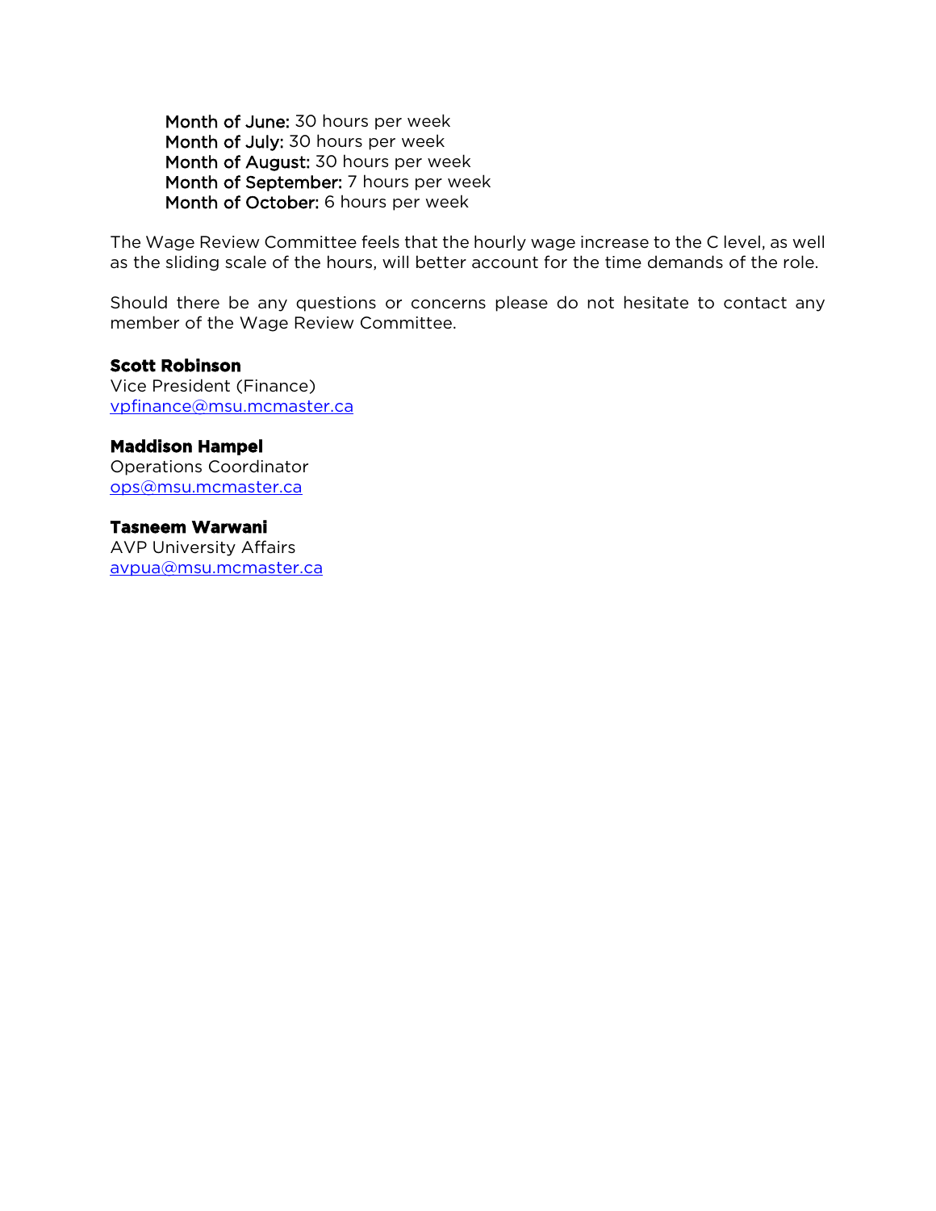**Month of June:** 30 hours per week
**Month of July:** 30 hours per week
**Month of August:** 30 hours per week
**Month of September:** 7 hours per week
**Month of October:** 6 hours per week

The Wage Review Committee feels that the hourly wage increase to the C level, as well as the sliding scale of the hours, will better account for the time demands of the role.

Should there be any questions or concerns please do not hesitate to contact any member of the Wage Review Committee.

**Scott Robinson**
Vice President (Finance)
vpfinance@msu.mcmaster.ca

**Maddison Hampel**
Operations Coordinator
ops@msu.mcmaster.ca

**Tasneem Warwani**
AVP University Affairs
avpua@msu.mcmaster.ca